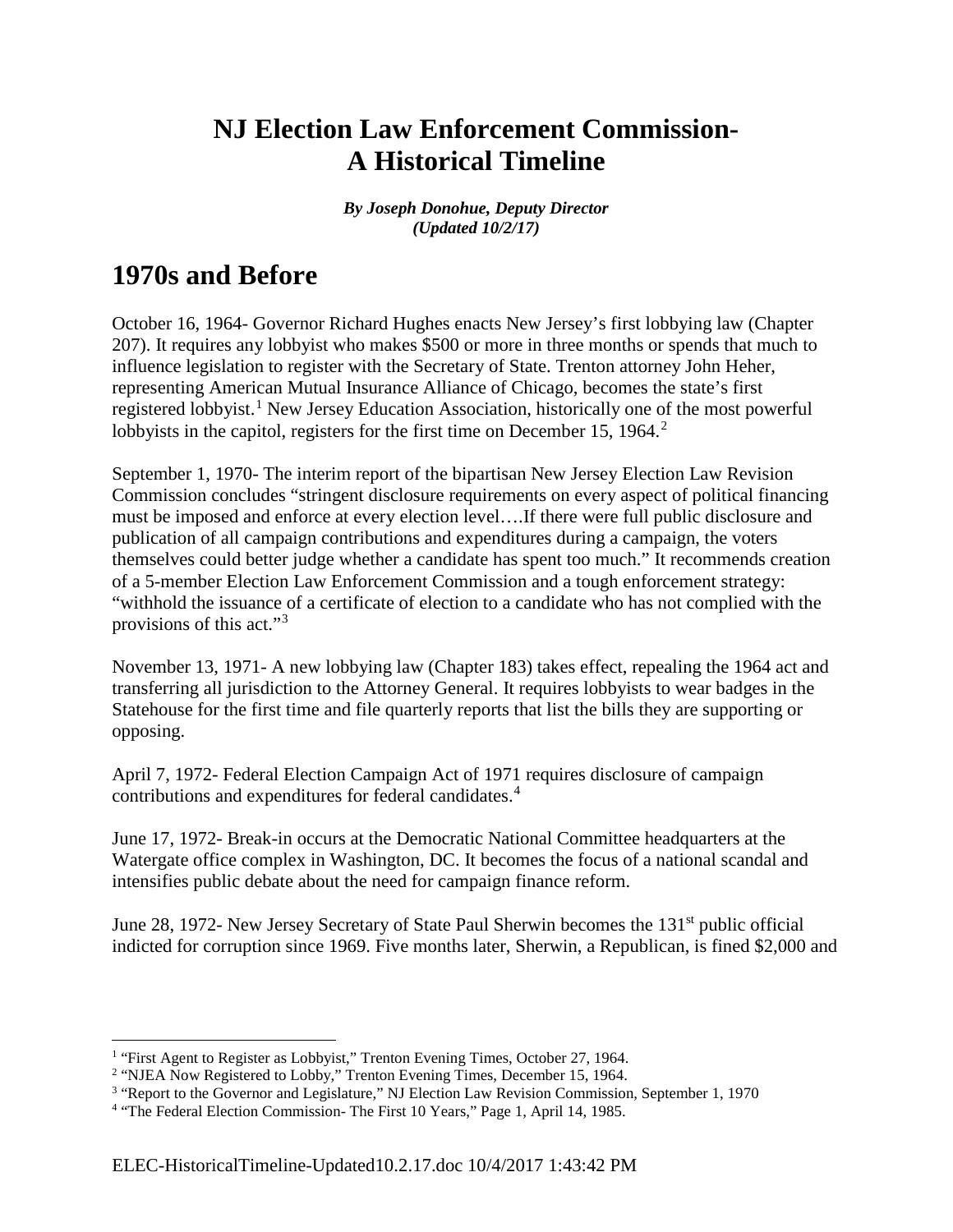# NJ Election Law Enforcement Commission- A Historical Timeline

***By Joseph Donohue, Deputy Director***
***(Updated 10/2/17)***

## 1970s and Before

October 16, 1964- Governor Richard Hughes enacts New Jersey's first lobbying law (Chapter 207). It requires any lobbyist who makes $500 or more in three months or spends that much to influence legislation to register with the Secretary of State. Trenton attorney John Heher, representing American Mutual Insurance Alliance of Chicago, becomes the state's first registered lobbyist.[1] New Jersey Education Association, historically one of the most powerful lobbyists in the capitol, registers for the first time on December 15, 1964.[2]

September 1, 1970- The interim report of the bipartisan New Jersey Election Law Revision Commission concludes "stringent disclosure requirements on every aspect of political financing must be imposed and enforce at every election level….If there were full public disclosure and publication of all campaign contributions and expenditures during a campaign, the voters themselves could better judge whether a candidate has spent too much." It recommends creation of a 5-member Election Law Enforcement Commission and a tough enforcement strategy: "withhold the issuance of a certificate of election to a candidate who has not complied with the provisions of this act."[3]

November 13, 1971- A new lobbying law (Chapter 183) takes effect, repealing the 1964 act and transferring all jurisdiction to the Attorney General. It requires lobbyists to wear badges in the Statehouse for the first time and file quarterly reports that list the bills they are supporting or opposing.

April 7, 1972- Federal Election Campaign Act of 1971 requires disclosure of campaign contributions and expenditures for federal candidates.[4]

June 17, 1972- Break-in occurs at the Democratic National Committee headquarters at the Watergate office complex in Washington, DC. It becomes the focus of a national scandal and intensifies public debate about the need for campaign finance reform.

June 28, 1972- New Jersey Secretary of State Paul Sherwin becomes the 131st public official indicted for corruption since 1969. Five months later, Sherwin, a Republican, is fined $2,000 and

---

[1] "First Agent to Register as Lobbyist," Trenton Evening Times, October 27, 1964.

[2] "NJEA Now Registered to Lobby," Trenton Evening Times, December 15, 1964.

[3] "Report to the Governor and Legislature," NJ Election Law Revision Commission, September 1, 1970

[4] "The Federal Election Commission- The First 10 Years," Page 1, April 14, 1985.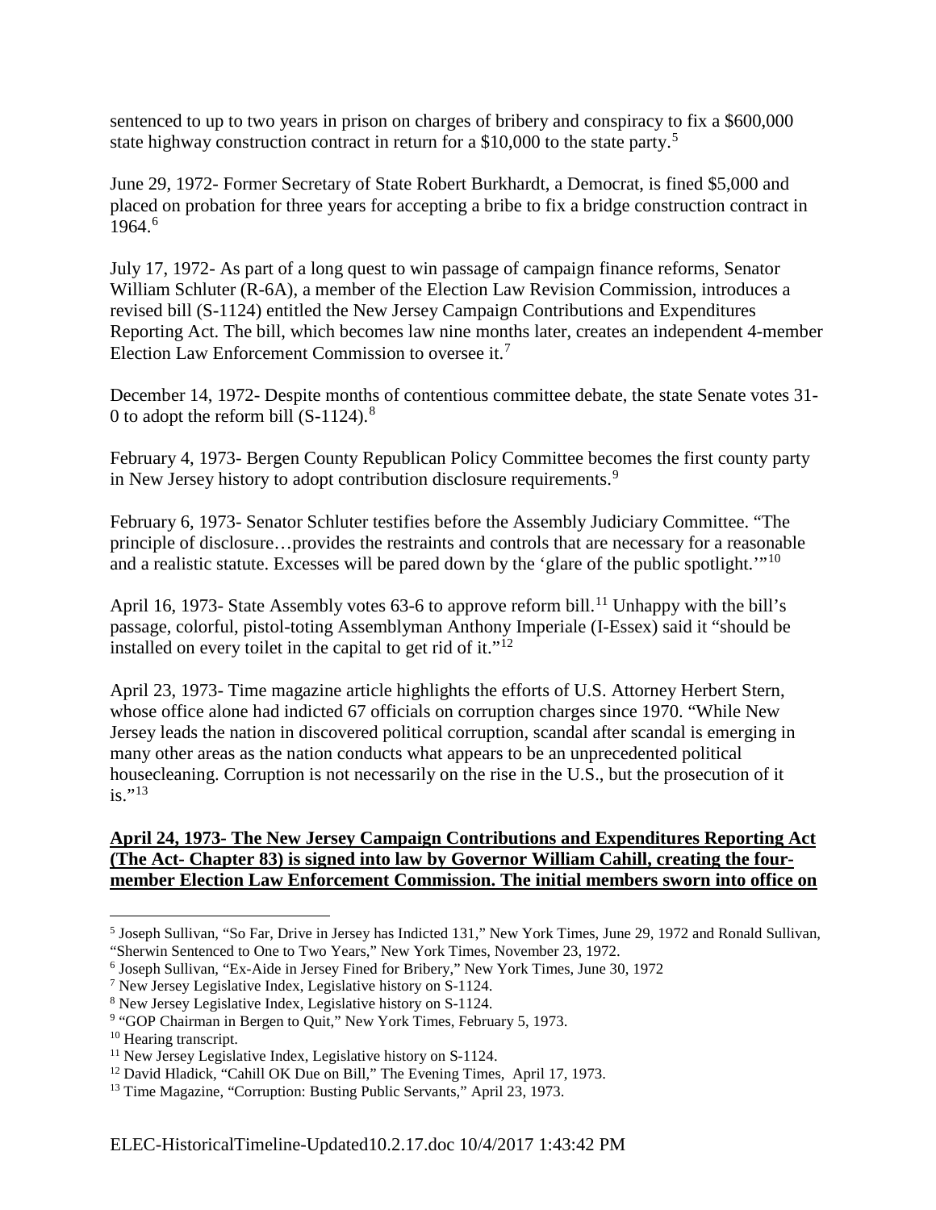sentenced to up to two years in prison on charges of bribery and conspiracy to fix a $600,000 state highway construction contract in return for a $10,000 to the state party.[5]

June 29, 1972- Former Secretary of State Robert Burkhardt, a Democrat, is fined $5,000 and placed on probation for three years for accepting a bribe to fix a bridge construction contract in 1964.[6]

July 17, 1972- As part of a long quest to win passage of campaign finance reforms, Senator William Schluter (R-6A), a member of the Election Law Revision Commission, introduces a revised bill (S-1124) entitled the New Jersey Campaign Contributions and Expenditures Reporting Act. The bill, which becomes law nine months later, creates an independent 4-member Election Law Enforcement Commission to oversee it.[7]

December 14, 1972- Despite months of contentious committee debate, the state Senate votes 31-0 to adopt the reform bill (S-1124).[8]

February 4, 1973- Bergen County Republican Policy Committee becomes the first county party in New Jersey history to adopt contribution disclosure requirements.[9]

February 6, 1973- Senator Schluter testifies before the Assembly Judiciary Committee. "The principle of disclosure…provides the restraints and controls that are necessary for a reasonable and a realistic statute. Excesses will be pared down by the 'glare of the public spotlight.'"[10]

April 16, 1973- State Assembly votes 63-6 to approve reform bill.[11] Unhappy with the bill's passage, colorful, pistol-toting Assemblyman Anthony Imperiale (I-Essex) said it "should be installed on every toilet in the capital to get rid of it."[12]

April 23, 1973- Time magazine article highlights the efforts of U.S. Attorney Herbert Stern, whose office alone had indicted 67 officials on corruption charges since 1970. "While New Jersey leads the nation in discovered political corruption, scandal after scandal is emerging in many other areas as the nation conducts what appears to be an unprecedented political housecleaning. Corruption is not necessarily on the rise in the U.S., but the prosecution of it is."[13]

**April 24, 1973- The New Jersey Campaign Contributions and Expenditures Reporting Act (The Act- Chapter 83) is signed into law by Governor William Cahill, creating the four-member Election Law Enforcement Commission. The initial members sworn into office on**

---

[5] Joseph Sullivan, "So Far, Drive in Jersey has Indicted 131," New York Times, June 29, 1972 and Ronald Sullivan, "Sherwin Sentenced to One to Two Years," New York Times, November 23, 1972.

[6] Joseph Sullivan, "Ex-Aide in Jersey Fined for Bribery," New York Times, June 30, 1972

[7] New Jersey Legislative Index, Legislative history on S-1124.

[8] New Jersey Legislative Index, Legislative history on S-1124.

[9] "GOP Chairman in Bergen to Quit," New York Times, February 5, 1973.

[10] Hearing transcript.

[11] New Jersey Legislative Index, Legislative history on S-1124.

[12] David Hladick, "Cahill OK Due on Bill," The Evening Times, April 17, 1973.

[13] Time Magazine, "Corruption: Busting Public Servants," April 23, 1973.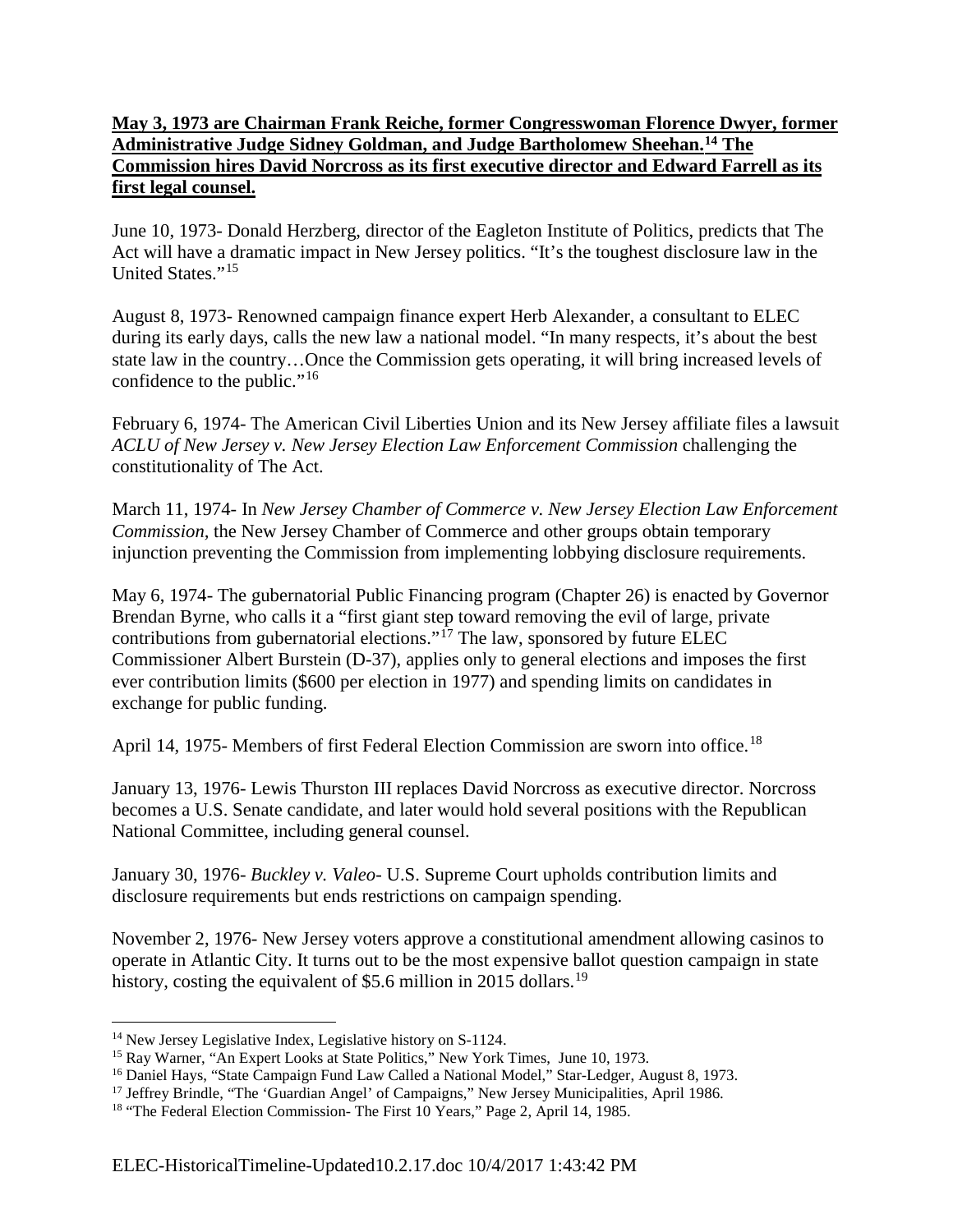**May 3, 1973 are Chairman Frank Reiche, former Congresswoman Florence Dwyer, former Administrative Judge Sidney Goldman, and Judge Bartholomew Sheehan.[14] The Commission hires David Norcross as its first executive director and Edward Farrell as its first legal counsel.**

June 10, 1973- Donald Herzberg, director of the Eagleton Institute of Politics, predicts that The Act will have a dramatic impact in New Jersey politics. "It's the toughest disclosure law in the United States."[15]

August 8, 1973- Renowned campaign finance expert Herb Alexander, a consultant to ELEC during its early days, calls the new law a national model. "In many respects, it's about the best state law in the country…Once the Commission gets operating, it will bring increased levels of confidence to the public."[16]

February 6, 1974- The American Civil Liberties Union and its New Jersey affiliate files a lawsuit *ACLU of New Jersey v. New Jersey Election Law Enforcement Commission* challenging the constitutionality of The Act.

March 11, 1974- In *New Jersey Chamber of Commerce v. New Jersey Election Law Enforcement Commission*, the New Jersey Chamber of Commerce and other groups obtain temporary injunction preventing the Commission from implementing lobbying disclosure requirements.

May 6, 1974- The gubernatorial Public Financing program (Chapter 26) is enacted by Governor Brendan Byrne, who calls it a "first giant step toward removing the evil of large, private contributions from gubernatorial elections."[17] The law, sponsored by future ELEC Commissioner Albert Burstein (D-37), applies only to general elections and imposes the first ever contribution limits ($600 per election in 1977) and spending limits on candidates in exchange for public funding.

April 14, 1975- Members of first Federal Election Commission are sworn into office.[18]

January 13, 1976- Lewis Thurston III replaces David Norcross as executive director. Norcross becomes a U.S. Senate candidate, and later would hold several positions with the Republican National Committee, including general counsel.

January 30, 1976- *Buckley v. Valeo*- U.S. Supreme Court upholds contribution limits and disclosure requirements but ends restrictions on campaign spending.

November 2, 1976- New Jersey voters approve a constitutional amendment allowing casinos to operate in Atlantic City. It turns out to be the most expensive ballot question campaign in state history, costing the equivalent of $5.6 million in 2015 dollars.[19]

---

[14] New Jersey Legislative Index, Legislative history on S-1124.

[15] Ray Warner, "An Expert Looks at State Politics," New York Times, June 10, 1973.

[16] Daniel Hays, "State Campaign Fund Law Called a National Model," Star-Ledger, August 8, 1973.

[17] Jeffrey Brindle, "The 'Guardian Angel' of Campaigns," New Jersey Municipalities, April 1986.

[18] "The Federal Election Commission- The First 10 Years," Page 2, April 14, 1985.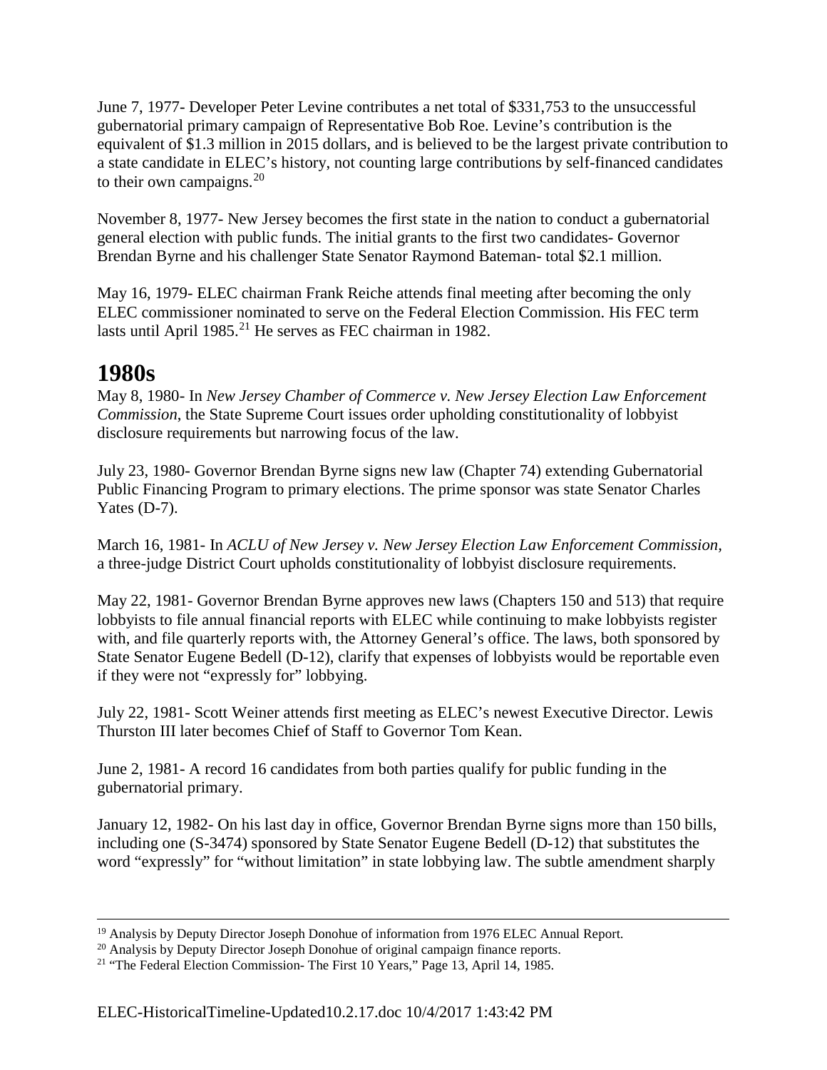June 7, 1977- Developer Peter Levine contributes a net total of $331,753 to the unsuccessful gubernatorial primary campaign of Representative Bob Roe. Levine's contribution is the equivalent of $1.3 million in 2015 dollars, and is believed to be the largest private contribution to a state candidate in ELEC's history, not counting large contributions by self-financed candidates to their own campaigns.[20]

November 8, 1977- New Jersey becomes the first state in the nation to conduct a gubernatorial general election with public funds. The initial grants to the first two candidates- Governor Brendan Byrne and his challenger State Senator Raymond Bateman- total $2.1 million.

May 16, 1979- ELEC chairman Frank Reiche attends final meeting after becoming the only ELEC commissioner nominated to serve on the Federal Election Commission. His FEC term lasts until April 1985.[21] He serves as FEC chairman in 1982.

# 1980s

May 8, 1980- In *New Jersey Chamber of Commerce v. New Jersey Election Law Enforcement Commission*, the State Supreme Court issues order upholding constitutionality of lobbyist disclosure requirements but narrowing focus of the law.

July 23, 1980- Governor Brendan Byrne signs new law (Chapter 74) extending Gubernatorial Public Financing Program to primary elections. The prime sponsor was state Senator Charles Yates (D-7).

March 16, 1981- In *ACLU of New Jersey v. New Jersey Election Law Enforcement Commission*, a three-judge District Court upholds constitutionality of lobbyist disclosure requirements.

May 22, 1981- Governor Brendan Byrne approves new laws (Chapters 150 and 513) that require lobbyists to file annual financial reports with ELEC while continuing to make lobbyists register with, and file quarterly reports with, the Attorney General's office. The laws, both sponsored by State Senator Eugene Bedell (D-12), clarify that expenses of lobbyists would be reportable even if they were not "expressly for" lobbying.

July 22, 1981- Scott Weiner attends first meeting as ELEC's newest Executive Director. Lewis Thurston III later becomes Chief of Staff to Governor Tom Kean.

June 2, 1981- A record 16 candidates from both parties qualify for public funding in the gubernatorial primary.

January 12, 1982- On his last day in office, Governor Brendan Byrne signs more than 150 bills, including one (S-3474) sponsored by State Senator Eugene Bedell (D-12) that substitutes the word "expressly" for "without limitation" in state lobbying law. The subtle amendment sharply

---

[19] Analysis by Deputy Director Joseph Donohue of information from 1976 ELEC Annual Report.

[20] Analysis by Deputy Director Joseph Donohue of original campaign finance reports.

[21] "The Federal Election Commission- The First 10 Years," Page 13, April 14, 1985.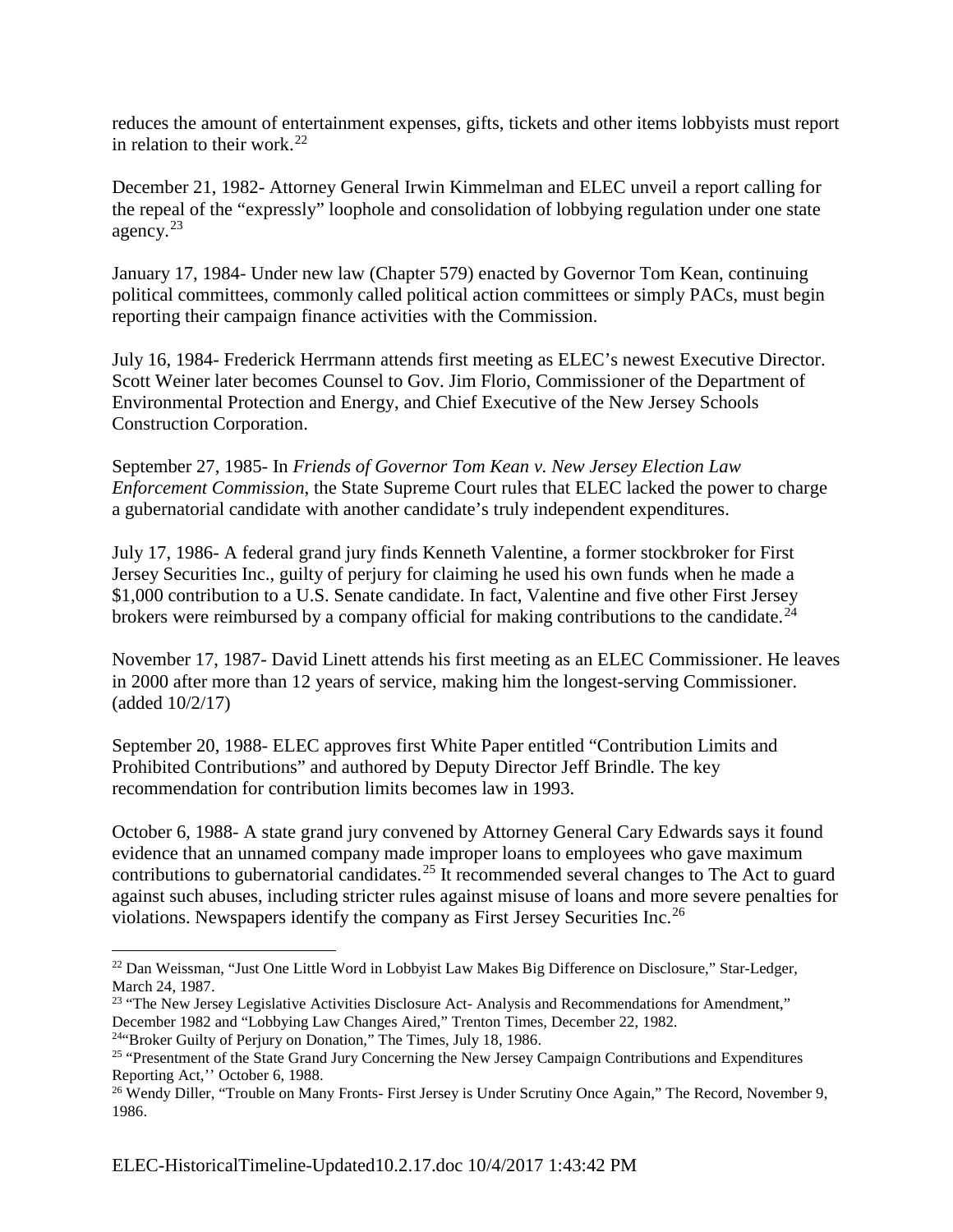reduces the amount of entertainment expenses, gifts, tickets and other items lobbyists must report in relation to their work.[22]

December 21, 1982- Attorney General Irwin Kimmelman and ELEC unveil a report calling for the repeal of the "expressly" loophole and consolidation of lobbying regulation under one state agency.[23]

January 17, 1984- Under new law (Chapter 579) enacted by Governor Tom Kean, continuing political committees, commonly called political action committees or simply PACs, must begin reporting their campaign finance activities with the Commission.

July 16, 1984- Frederick Herrmann attends first meeting as ELEC's newest Executive Director. Scott Weiner later becomes Counsel to Gov. Jim Florio, Commissioner of the Department of Environmental Protection and Energy, and Chief Executive of the New Jersey Schools Construction Corporation.

September 27, 1985- In *Friends of Governor Tom Kean v. New Jersey Election Law Enforcement Commission*, the State Supreme Court rules that ELEC lacked the power to charge a gubernatorial candidate with another candidate's truly independent expenditures.

July 17, 1986- A federal grand jury finds Kenneth Valentine, a former stockbroker for First Jersey Securities Inc., guilty of perjury for claiming he used his own funds when he made a $1,000 contribution to a U.S. Senate candidate. In fact, Valentine and five other First Jersey brokers were reimbursed by a company official for making contributions to the candidate.[24]

November 17, 1987- David Linett attends his first meeting as an ELEC Commissioner. He leaves in 2000 after more than 12 years of service, making him the longest-serving Commissioner. (added 10/2/17)

September 20, 1988- ELEC approves first White Paper entitled "Contribution Limits and Prohibited Contributions" and authored by Deputy Director Jeff Brindle. The key recommendation for contribution limits becomes law in 1993.

October 6, 1988- A state grand jury convened by Attorney General Cary Edwards says it found evidence that an unnamed company made improper loans to employees who gave maximum contributions to gubernatorial candidates.[25] It recommended several changes to The Act to guard against such abuses, including stricter rules against misuse of loans and more severe penalties for violations. Newspapers identify the company as First Jersey Securities Inc.[26]

---

[22] Dan Weissman, "Just One Little Word in Lobbyist Law Makes Big Difference on Disclosure," Star-Ledger, March 24, 1987.

[23] "The New Jersey Legislative Activities Disclosure Act- Analysis and Recommendations for Amendment," December 1982 and "Lobbying Law Changes Aired," Trenton Times, December 22, 1982.

[24] "Broker Guilty of Perjury on Donation," The Times, July 18, 1986.

[25] "Presentment of the State Grand Jury Concerning the New Jersey Campaign Contributions and Expenditures Reporting Act,'' October 6, 1988.

[26] Wendy Diller, "Trouble on Many Fronts- First Jersey is Under Scrutiny Once Again," The Record, November 9, 1986.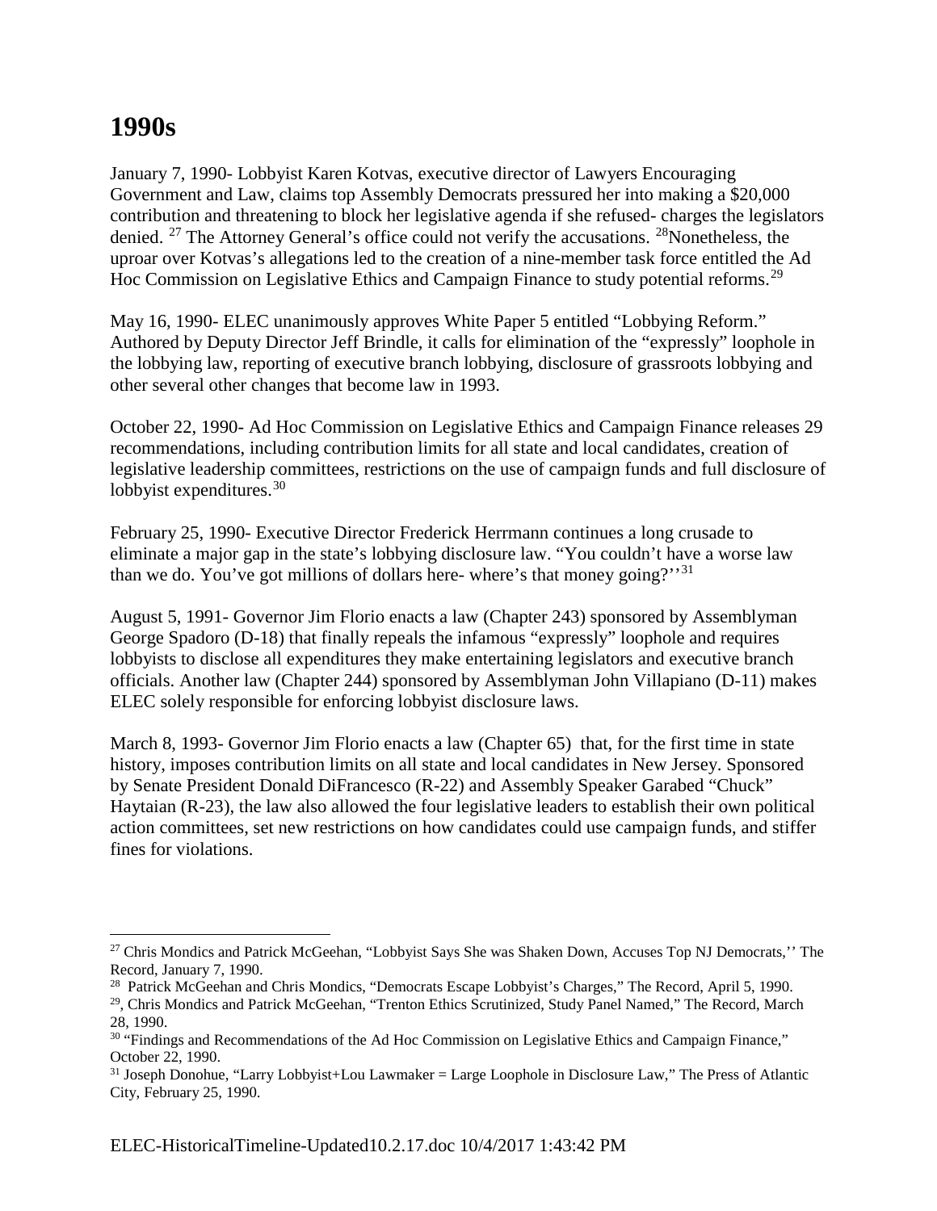# 1990s

January 7, 1990- Lobbyist Karen Kotvas, executive director of Lawyers Encouraging Government and Law, claims top Assembly Democrats pressured her into making a $20,000 contribution and threatening to block her legislative agenda if she refused- charges the legislators denied. [27] The Attorney General's office could not verify the accusations. [28]Nonetheless, the uproar over Kotvas's allegations led to the creation of a nine-member task force entitled the Ad Hoc Commission on Legislative Ethics and Campaign Finance to study potential reforms.[29]

May 16, 1990- ELEC unanimously approves White Paper 5 entitled "Lobbying Reform." Authored by Deputy Director Jeff Brindle, it calls for elimination of the "expressly" loophole in the lobbying law, reporting of executive branch lobbying, disclosure of grassroots lobbying and other several other changes that become law in 1993.

October 22, 1990- Ad Hoc Commission on Legislative Ethics and Campaign Finance releases 29 recommendations, including contribution limits for all state and local candidates, creation of legislative leadership committees, restrictions on the use of campaign funds and full disclosure of lobbyist expenditures.[30]

February 25, 1990- Executive Director Frederick Herrmann continues a long crusade to eliminate a major gap in the state's lobbying disclosure law. "You couldn't have a worse law than we do. You've got millions of dollars here- where's that money going?''[31]

August 5, 1991- Governor Jim Florio enacts a law (Chapter 243) sponsored by Assemblyman George Spadoro (D-18) that finally repeals the infamous "expressly" loophole and requires lobbyists to disclose all expenditures they make entertaining legislators and executive branch officials. Another law (Chapter 244) sponsored by Assemblyman John Villapiano (D-11) makes ELEC solely responsible for enforcing lobbyist disclosure laws.

March 8, 1993- Governor Jim Florio enacts a law (Chapter 65) that, for the first time in state history, imposes contribution limits on all state and local candidates in New Jersey. Sponsored by Senate President Donald DiFrancesco (R-22) and Assembly Speaker Garabed "Chuck" Haytaian (R-23), the law also allowed the four legislative leaders to establish their own political action committees, set new restrictions on how candidates could use campaign funds, and stiffer fines for violations.

---

[27] Chris Mondics and Patrick McGeehan, "Lobbyist Says She was Shaken Down, Accuses Top NJ Democrats,'' The Record, January 7, 1990.

[28] Patrick McGeehan and Chris Mondics, "Democrats Escape Lobbyist's Charges," The Record, April 5, 1990.

[29], Chris Mondics and Patrick McGeehan, "Trenton Ethics Scrutinized, Study Panel Named," The Record, March 28, 1990.

[30] "Findings and Recommendations of the Ad Hoc Commission on Legislative Ethics and Campaign Finance," October 22, 1990.

[31] Joseph Donohue, "Larry Lobbyist+Lou Lawmaker = Large Loophole in Disclosure Law," The Press of Atlantic City, February 25, 1990.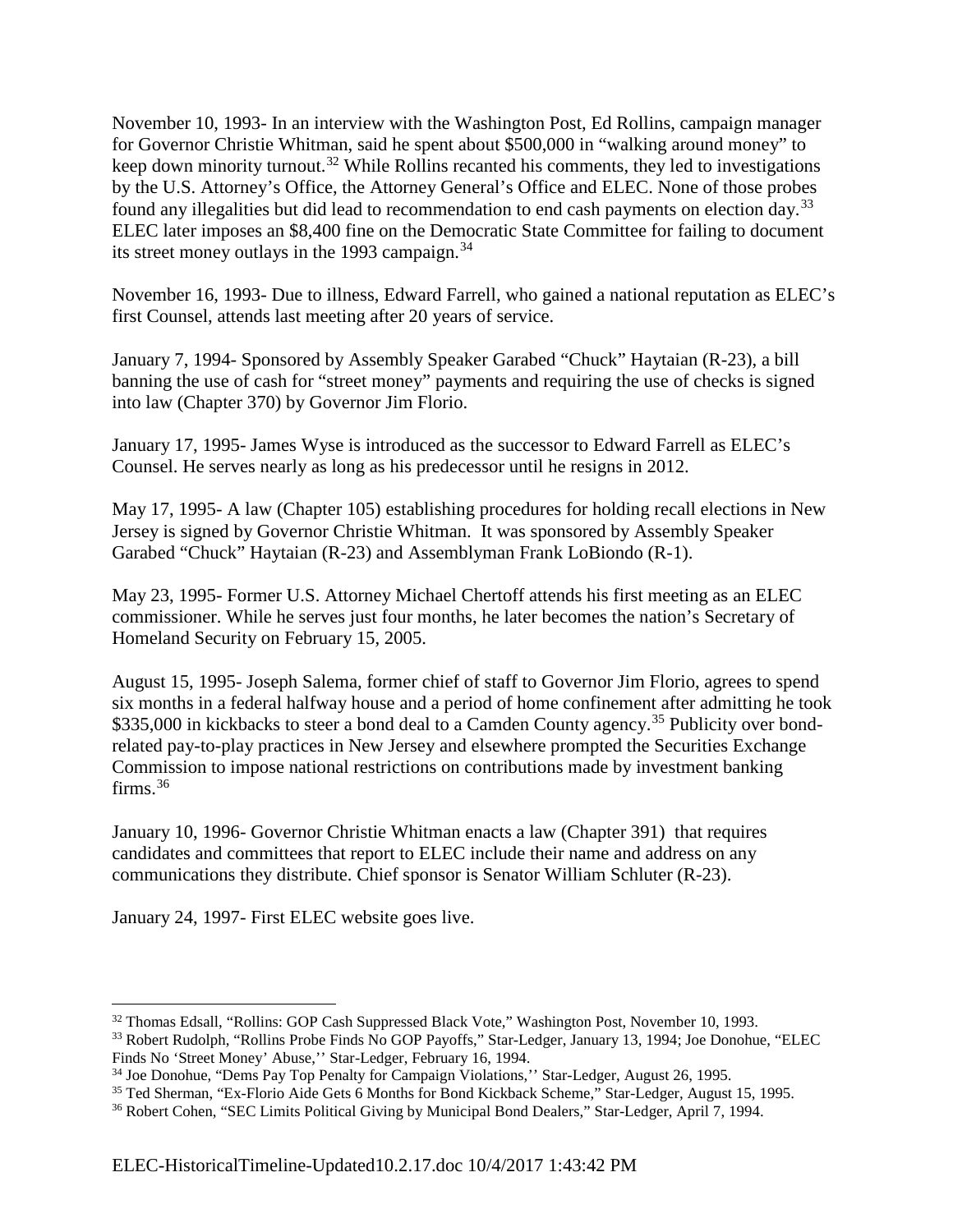November 10, 1993- In an interview with the Washington Post, Ed Rollins, campaign manager for Governor Christie Whitman, said he spent about $500,000 in "walking around money" to keep down minority turnout.[32] While Rollins recanted his comments, they led to investigations by the U.S. Attorney's Office, the Attorney General's Office and ELEC. None of those probes found any illegalities but did lead to recommendation to end cash payments on election day.[33] ELEC later imposes an $8,400 fine on the Democratic State Committee for failing to document its street money outlays in the 1993 campaign.[34]

November 16, 1993- Due to illness, Edward Farrell, who gained a national reputation as ELEC's first Counsel, attends last meeting after 20 years of service.

January 7, 1994- Sponsored by Assembly Speaker Garabed "Chuck" Haytaian (R-23), a bill banning the use of cash for "street money" payments and requiring the use of checks is signed into law (Chapter 370) by Governor Jim Florio.

January 17, 1995- James Wyse is introduced as the successor to Edward Farrell as ELEC's Counsel. He serves nearly as long as his predecessor until he resigns in 2012.

May 17, 1995- A law (Chapter 105) establishing procedures for holding recall elections in New Jersey is signed by Governor Christie Whitman. It was sponsored by Assembly Speaker Garabed "Chuck" Haytaian (R-23) and Assemblyman Frank LoBiondo (R-1).

May 23, 1995- Former U.S. Attorney Michael Chertoff attends his first meeting as an ELEC commissioner. While he serves just four months, he later becomes the nation's Secretary of Homeland Security on February 15, 2005.

August 15, 1995- Joseph Salema, former chief of staff to Governor Jim Florio, agrees to spend six months in a federal halfway house and a period of home confinement after admitting he took $335,000 in kickbacks to steer a bond deal to a Camden County agency.[35] Publicity over bond-related pay-to-play practices in New Jersey and elsewhere prompted the Securities Exchange Commission to impose national restrictions on contributions made by investment banking firms.[36]

January 10, 1996- Governor Christie Whitman enacts a law (Chapter 391) that requires candidates and committees that report to ELEC include their name and address on any communications they distribute. Chief sponsor is Senator William Schluter (R-23).

January 24, 1997- First ELEC website goes live.

---

[32] Thomas Edsall, "Rollins: GOP Cash Suppressed Black Vote," Washington Post, November 10, 1993.

[33] Robert Rudolph, "Rollins Probe Finds No GOP Payoffs," Star-Ledger, January 13, 1994; Joe Donohue, "ELEC Finds No 'Street Money' Abuse,'' Star-Ledger, February 16, 1994.

[34] Joe Donohue, "Dems Pay Top Penalty for Campaign Violations,'' Star-Ledger, August 26, 1995.

[35] Ted Sherman, "Ex-Florio Aide Gets 6 Months for Bond Kickback Scheme," Star-Ledger, August 15, 1995.

[36] Robert Cohen, "SEC Limits Political Giving by Municipal Bond Dealers," Star-Ledger, April 7, 1994.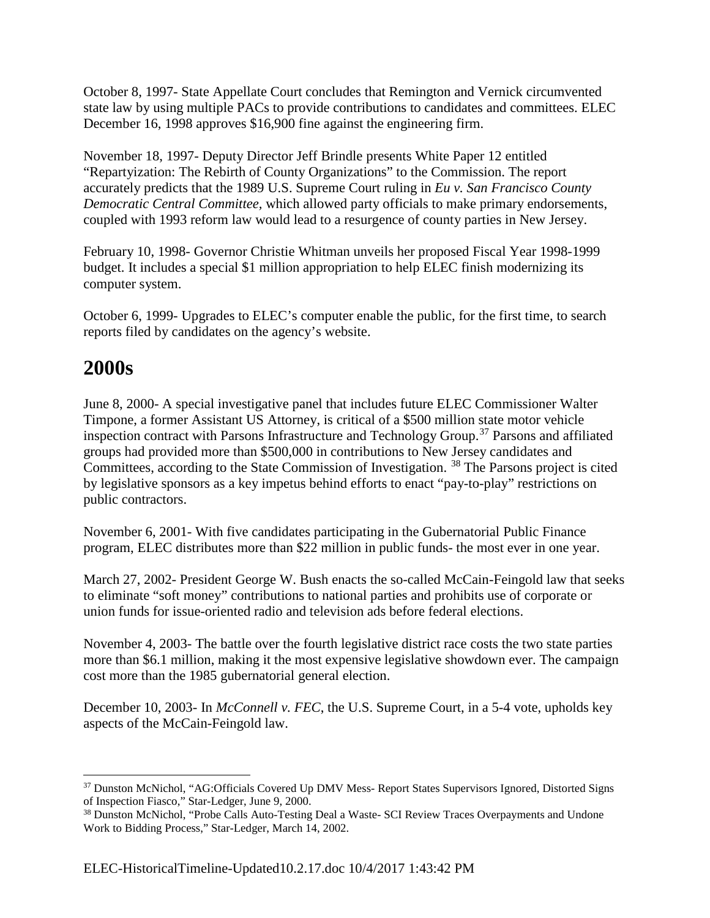October 8, 1997- State Appellate Court concludes that Remington and Vernick circumvented state law by using multiple PACs to provide contributions to candidates and committees. ELEC December 16, 1998 approves $16,900 fine against the engineering firm.

November 18, 1997- Deputy Director Jeff Brindle presents White Paper 12 entitled "Repartyization: The Rebirth of County Organizations" to the Commission. The report accurately predicts that the 1989 U.S. Supreme Court ruling in *Eu v. San Francisco County Democratic Central Committee*, which allowed party officials to make primary endorsements, coupled with 1993 reform law would lead to a resurgence of county parties in New Jersey.

February 10, 1998- Governor Christie Whitman unveils her proposed Fiscal Year 1998-1999 budget. It includes a special $1 million appropriation to help ELEC finish modernizing its computer system.

October 6, 1999- Upgrades to ELEC's computer enable the public, for the first time, to search reports filed by candidates on the agency's website.

## 2000s

June 8, 2000- A special investigative panel that includes future ELEC Commissioner Walter Timpone, a former Assistant US Attorney, is critical of a $500 million state motor vehicle inspection contract with Parsons Infrastructure and Technology Group.[37] Parsons and affiliated groups had provided more than $500,000 in contributions to New Jersey candidates and Committees, according to the State Commission of Investigation. [38] The Parsons project is cited by legislative sponsors as a key impetus behind efforts to enact "pay-to-play" restrictions on public contractors.

November 6, 2001- With five candidates participating in the Gubernatorial Public Finance program, ELEC distributes more than $22 million in public funds- the most ever in one year.

March 27, 2002- President George W. Bush enacts the so-called McCain-Feingold law that seeks to eliminate "soft money" contributions to national parties and prohibits use of corporate or union funds for issue-oriented radio and television ads before federal elections.

November 4, 2003- The battle over the fourth legislative district race costs the two state parties more than $6.1 million, making it the most expensive legislative showdown ever. The campaign cost more than the 1985 gubernatorial general election.

December 10, 2003- In *McConnell v. FEC*, the U.S. Supreme Court, in a 5-4 vote, upholds key aspects of the McCain-Feingold law.

---

[37] Dunston McNichol, "AG:Officials Covered Up DMV Mess- Report States Supervisors Ignored, Distorted Signs of Inspection Fiasco," Star-Ledger, June 9, 2000.

[38] Dunston McNichol, "Probe Calls Auto-Testing Deal a Waste- SCI Review Traces Overpayments and Undone Work to Bidding Process," Star-Ledger, March 14, 2002.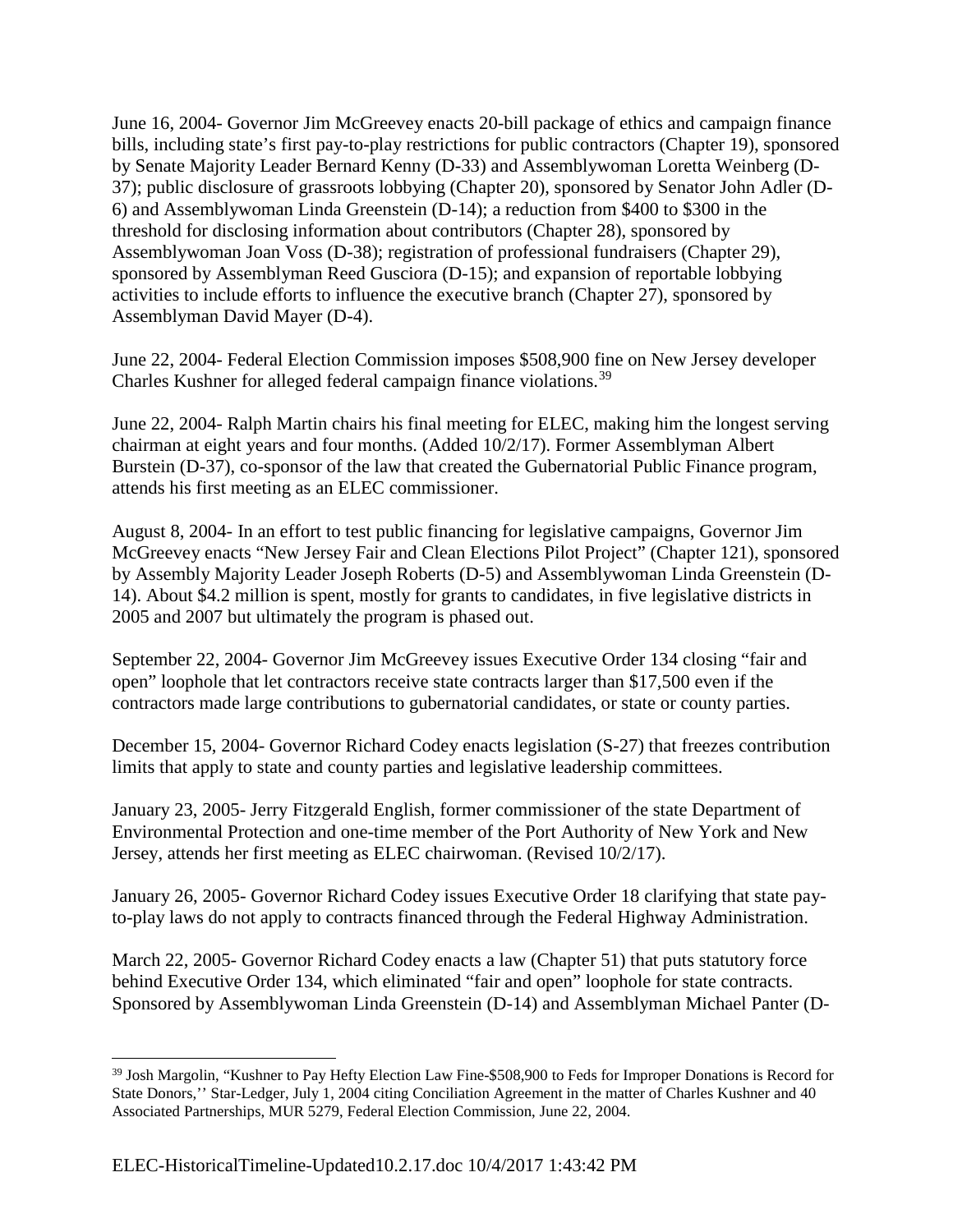June 16, 2004- Governor Jim McGreevey enacts 20-bill package of ethics and campaign finance bills, including state's first pay-to-play restrictions for public contractors (Chapter 19), sponsored by Senate Majority Leader Bernard Kenny (D-33) and Assemblywoman Loretta Weinberg (D-37); public disclosure of grassroots lobbying (Chapter 20), sponsored by Senator John Adler (D-6) and Assemblywoman Linda Greenstein (D-14); a reduction from $400 to $300 in the threshold for disclosing information about contributors (Chapter 28), sponsored by Assemblywoman Joan Voss (D-38); registration of professional fundraisers (Chapter 29), sponsored by Assemblyman Reed Gusciora (D-15); and expansion of reportable lobbying activities to include efforts to influence the executive branch (Chapter 27), sponsored by Assemblyman David Mayer (D-4).

June 22, 2004- Federal Election Commission imposes $508,900 fine on New Jersey developer Charles Kushner for alleged federal campaign finance violations.[39]

June 22, 2004- Ralph Martin chairs his final meeting for ELEC, making him the longest serving chairman at eight years and four months. (Added 10/2/17). Former Assemblyman Albert Burstein (D-37), co-sponsor of the law that created the Gubernatorial Public Finance program, attends his first meeting as an ELEC commissioner.

August 8, 2004- In an effort to test public financing for legislative campaigns, Governor Jim McGreevey enacts "New Jersey Fair and Clean Elections Pilot Project" (Chapter 121), sponsored by Assembly Majority Leader Joseph Roberts (D-5) and Assemblywoman Linda Greenstein (D-14). About $4.2 million is spent, mostly for grants to candidates, in five legislative districts in 2005 and 2007 but ultimately the program is phased out.

September 22, 2004- Governor Jim McGreevey issues Executive Order 134 closing "fair and open" loophole that let contractors receive state contracts larger than $17,500 even if the contractors made large contributions to gubernatorial candidates, or state or county parties.

December 15, 2004- Governor Richard Codey enacts legislation (S-27) that freezes contribution limits that apply to state and county parties and legislative leadership committees.

January 23, 2005- Jerry Fitzgerald English, former commissioner of the state Department of Environmental Protection and one-time member of the Port Authority of New York and New Jersey, attends her first meeting as ELEC chairwoman. (Revised 10/2/17).

January 26, 2005- Governor Richard Codey issues Executive Order 18 clarifying that state pay-to-play laws do not apply to contracts financed through the Federal Highway Administration.

March 22, 2005- Governor Richard Codey enacts a law (Chapter 51) that puts statutory force behind Executive Order 134, which eliminated "fair and open" loophole for state contracts. Sponsored by Assemblywoman Linda Greenstein (D-14) and Assemblyman Michael Panter (D-

[39] Josh Margolin, "Kushner to Pay Hefty Election Law Fine-$508,900 to Feds for Improper Donations is Record for State Donors,'' Star-Ledger, July 1, 2004 citing Conciliation Agreement in the matter of Charles Kushner and 40 Associated Partnerships, MUR 5279, Federal Election Commission, June 22, 2004.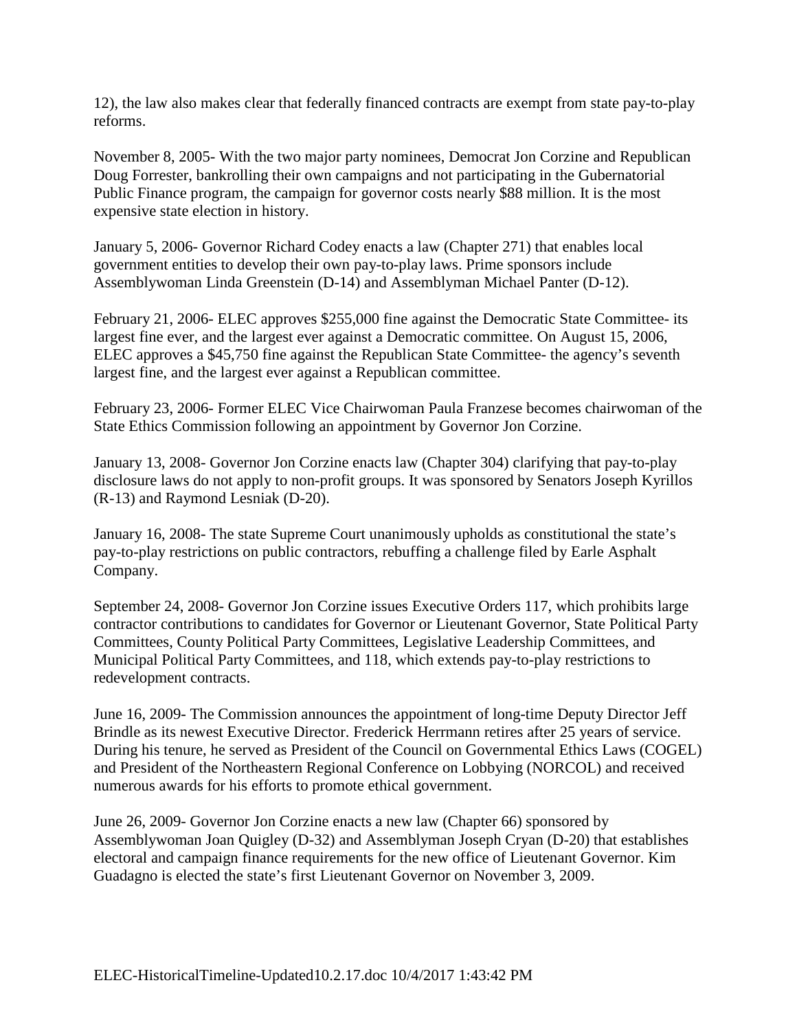12), the law also makes clear that federally financed contracts are exempt from state pay-to-play reforms.

November 8, 2005- With the two major party nominees, Democrat Jon Corzine and Republican Doug Forrester, bankrolling their own campaigns and not participating in the Gubernatorial Public Finance program, the campaign for governor costs nearly $88 million. It is the most expensive state election in history.

January 5, 2006- Governor Richard Codey enacts a law (Chapter 271) that enables local government entities to develop their own pay-to-play laws. Prime sponsors include Assemblywoman Linda Greenstein (D-14) and Assemblyman Michael Panter (D-12).

February 21, 2006- ELEC approves $255,000 fine against the Democratic State Committee- its largest fine ever, and the largest ever against a Democratic committee. On August 15, 2006, ELEC approves a $45,750 fine against the Republican State Committee- the agency's seventh largest fine, and the largest ever against a Republican committee.

February 23, 2006- Former ELEC Vice Chairwoman Paula Franzese becomes chairwoman of the State Ethics Commission following an appointment by Governor Jon Corzine.

January 13, 2008- Governor Jon Corzine enacts law (Chapter 304) clarifying that pay-to-play disclosure laws do not apply to non-profit groups. It was sponsored by Senators Joseph Kyrillos (R-13) and Raymond Lesniak (D-20).

January 16, 2008- The state Supreme Court unanimously upholds as constitutional the state's pay-to-play restrictions on public contractors, rebuffing a challenge filed by Earle Asphalt Company.

September 24, 2008- Governor Jon Corzine issues Executive Orders 117, which prohibits large contractor contributions to candidates for Governor or Lieutenant Governor, State Political Party Committees, County Political Party Committees, Legislative Leadership Committees, and Municipal Political Party Committees, and 118, which extends pay-to-play restrictions to redevelopment contracts.

June 16, 2009- The Commission announces the appointment of long-time Deputy Director Jeff Brindle as its newest Executive Director. Frederick Herrmann retires after 25 years of service. During his tenure, he served as President of the Council on Governmental Ethics Laws (COGEL) and President of the Northeastern Regional Conference on Lobbying (NORCOL) and received numerous awards for his efforts to promote ethical government.

June 26, 2009- Governor Jon Corzine enacts a new law (Chapter 66) sponsored by Assemblywoman Joan Quigley (D-32) and Assemblyman Joseph Cryan (D-20) that establishes electoral and campaign finance requirements for the new office of Lieutenant Governor. Kim Guadagno is elected the state's first Lieutenant Governor on November 3, 2009.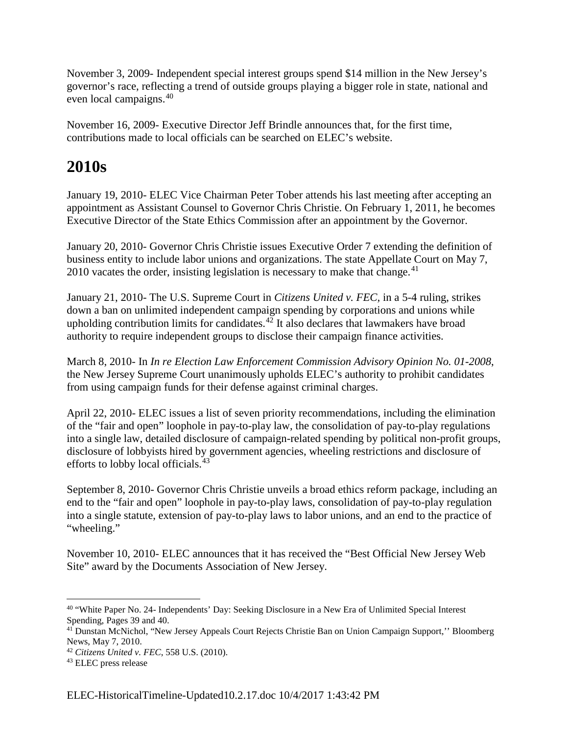November 3, 2009- Independent special interest groups spend $14 million in the New Jersey's governor's race, reflecting a trend of outside groups playing a bigger role in state, national and even local campaigns.[40]

November 16, 2009- Executive Director Jeff Brindle announces that, for the first time, contributions made to local officials can be searched on ELEC's website.

# 2010s

January 19, 2010- ELEC Vice Chairman Peter Tober attends his last meeting after accepting an appointment as Assistant Counsel to Governor Chris Christie. On February 1, 2011, he becomes Executive Director of the State Ethics Commission after an appointment by the Governor.

January 20, 2010- Governor Chris Christie issues Executive Order 7 extending the definition of business entity to include labor unions and organizations. The state Appellate Court on May 7, 2010 vacates the order, insisting legislation is necessary to make that change.[41]

January 21, 2010- The U.S. Supreme Court in *Citizens United v. FEC*, in a 5-4 ruling, strikes down a ban on unlimited independent campaign spending by corporations and unions while upholding contribution limits for candidates.[42] It also declares that lawmakers have broad authority to require independent groups to disclose their campaign finance activities.

March 8, 2010- In *In re Election Law Enforcement Commission Advisory Opinion No. 01-2008*, the New Jersey Supreme Court unanimously upholds ELEC's authority to prohibit candidates from using campaign funds for their defense against criminal charges.

April 22, 2010- ELEC issues a list of seven priority recommendations, including the elimination of the "fair and open" loophole in pay-to-play law, the consolidation of pay-to-play regulations into a single law, detailed disclosure of campaign-related spending by political non-profit groups, disclosure of lobbyists hired by government agencies, wheeling restrictions and disclosure of efforts to lobby local officials.[43]

September 8, 2010- Governor Chris Christie unveils a broad ethics reform package, including an end to the "fair and open" loophole in pay-to-play laws, consolidation of pay-to-play regulation into a single statute, extension of pay-to-play laws to labor unions, and an end to the practice of "wheeling."

November 10, 2010- ELEC announces that it has received the "Best Official New Jersey Web Site" award by the Documents Association of New Jersey.

---

[40] "White Paper No. 24- Independents' Day: Seeking Disclosure in a New Era of Unlimited Special Interest Spending, Pages 39 and 40.

[41] Dunstan McNichol, "New Jersey Appeals Court Rejects Christie Ban on Union Campaign Support,'' Bloomberg News, May 7, 2010.

[42] *Citizens United v. FEC*, 558 U.S. (2010).

[43] ELEC press release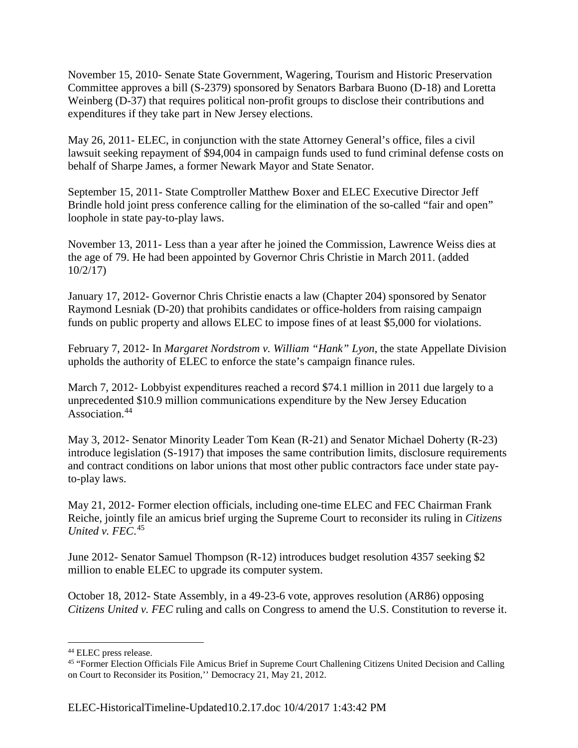November 15, 2010- Senate State Government, Wagering, Tourism and Historic Preservation Committee approves a bill (S-2379) sponsored by Senators Barbara Buono (D-18) and Loretta Weinberg (D-37) that requires political non-profit groups to disclose their contributions and expenditures if they take part in New Jersey elections.

May 26, 2011- ELEC, in conjunction with the state Attorney General's office, files a civil lawsuit seeking repayment of $94,004 in campaign funds used to fund criminal defense costs on behalf of Sharpe James, a former Newark Mayor and State Senator.

September 15, 2011- State Comptroller Matthew Boxer and ELEC Executive Director Jeff Brindle hold joint press conference calling for the elimination of the so-called "fair and open" loophole in state pay-to-play laws.

November 13, 2011- Less than a year after he joined the Commission, Lawrence Weiss dies at the age of 79. He had been appointed by Governor Chris Christie in March 2011. (added 10/2/17)

January 17, 2012- Governor Chris Christie enacts a law (Chapter 204) sponsored by Senator Raymond Lesniak (D-20) that prohibits candidates or office-holders from raising campaign funds on public property and allows ELEC to impose fines of at least $5,000 for violations.

February 7, 2012- In *Margaret Nordstrom v. William "Hank" Lyon*, the state Appellate Division upholds the authority of ELEC to enforce the state's campaign finance rules.

March 7, 2012- Lobbyist expenditures reached a record $74.1 million in 2011 due largely to a unprecedented $10.9 million communications expenditure by the New Jersey Education Association.[44]

May 3, 2012- Senator Minority Leader Tom Kean (R-21) and Senator Michael Doherty (R-23) introduce legislation (S-1917) that imposes the same contribution limits, disclosure requirements and contract conditions on labor unions that most other public contractors face under state pay-to-play laws.

May 21, 2012- Former election officials, including one-time ELEC and FEC Chairman Frank Reiche, jointly file an amicus brief urging the Supreme Court to reconsider its ruling in *Citizens United v. FEC*.[45]

June 2012- Senator Samuel Thompson (R-12) introduces budget resolution 4357 seeking $2 million to enable ELEC to upgrade its computer system.

October 18, 2012- State Assembly, in a 49-23-6 vote, approves resolution (AR86) opposing *Citizens United v. FEC* ruling and calls on Congress to amend the U.S. Constitution to reverse it.

---

[44] ELEC press release.

[45] "Former Election Officials File Amicus Brief in Supreme Court Challening Citizens United Decision and Calling on Court to Reconsider its Position,'' Democracy 21, May 21, 2012.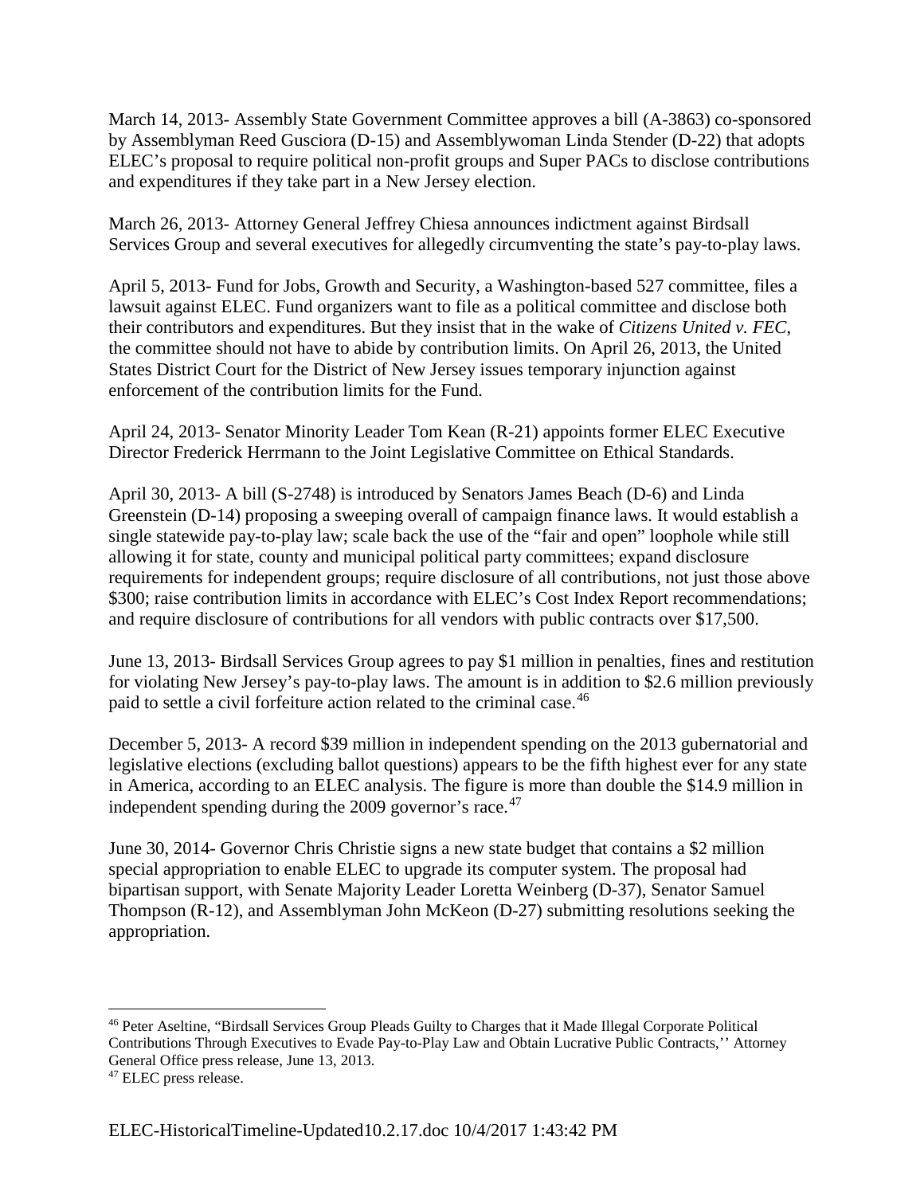March 14, 2013- Assembly State Government Committee approves a bill (A-3863) co-sponsored by Assemblyman Reed Gusciora (D-15) and Assemblywoman Linda Stender (D-22) that adopts ELEC's proposal to require political non-profit groups and Super PACs to disclose contributions and expenditures if they take part in a New Jersey election.

March 26, 2013- Attorney General Jeffrey Chiesa announces indictment against Birdsall Services Group and several executives for allegedly circumventing the state's pay-to-play laws.

April 5, 2013- Fund for Jobs, Growth and Security, a Washington-based 527 committee, files a lawsuit against ELEC. Fund organizers want to file as a political committee and disclose both their contributors and expenditures. But they insist that in the wake of *Citizens United v. FEC*, the committee should not have to abide by contribution limits. On April 26, 2013, the United States District Court for the District of New Jersey issues temporary injunction against enforcement of the contribution limits for the Fund.

April 24, 2013- Senator Minority Leader Tom Kean (R-21) appoints former ELEC Executive Director Frederick Herrmann to the Joint Legislative Committee on Ethical Standards.

April 30, 2013- A bill (S-2748) is introduced by Senators James Beach (D-6) and Linda Greenstein (D-14) proposing a sweeping overall of campaign finance laws. It would establish a single statewide pay-to-play law; scale back the use of the "fair and open" loophole while still allowing it for state, county and municipal political party committees; expand disclosure requirements for independent groups; require disclosure of all contributions, not just those above $300; raise contribution limits in accordance with ELEC's Cost Index Report recommendations; and require disclosure of contributions for all vendors with public contracts over $17,500.

June 13, 2013- Birdsall Services Group agrees to pay $1 million in penalties, fines and restitution for violating New Jersey's pay-to-play laws. The amount is in addition to $2.6 million previously paid to settle a civil forfeiture action related to the criminal case.[46]

December 5, 2013- A record $39 million in independent spending on the 2013 gubernatorial and legislative elections (excluding ballot questions) appears to be the fifth highest ever for any state in America, according to an ELEC analysis. The figure is more than double the $14.9 million in independent spending during the 2009 governor's race.[47]

June 30, 2014- Governor Chris Christie signs a new state budget that contains a $2 million special appropriation to enable ELEC to upgrade its computer system. The proposal had bipartisan support, with Senate Majority Leader Loretta Weinberg (D-37), Senator Samuel Thompson (R-12), and Assemblyman John McKeon (D-27) submitting resolutions seeking the appropriation.

---

[46] Peter Aseltine, "Birdsall Services Group Pleads Guilty to Charges that it Made Illegal Corporate Political Contributions Through Executives to Evade Pay-to-Play Law and Obtain Lucrative Public Contracts,'' Attorney General Office press release, June 13, 2013.

[47] ELEC press release.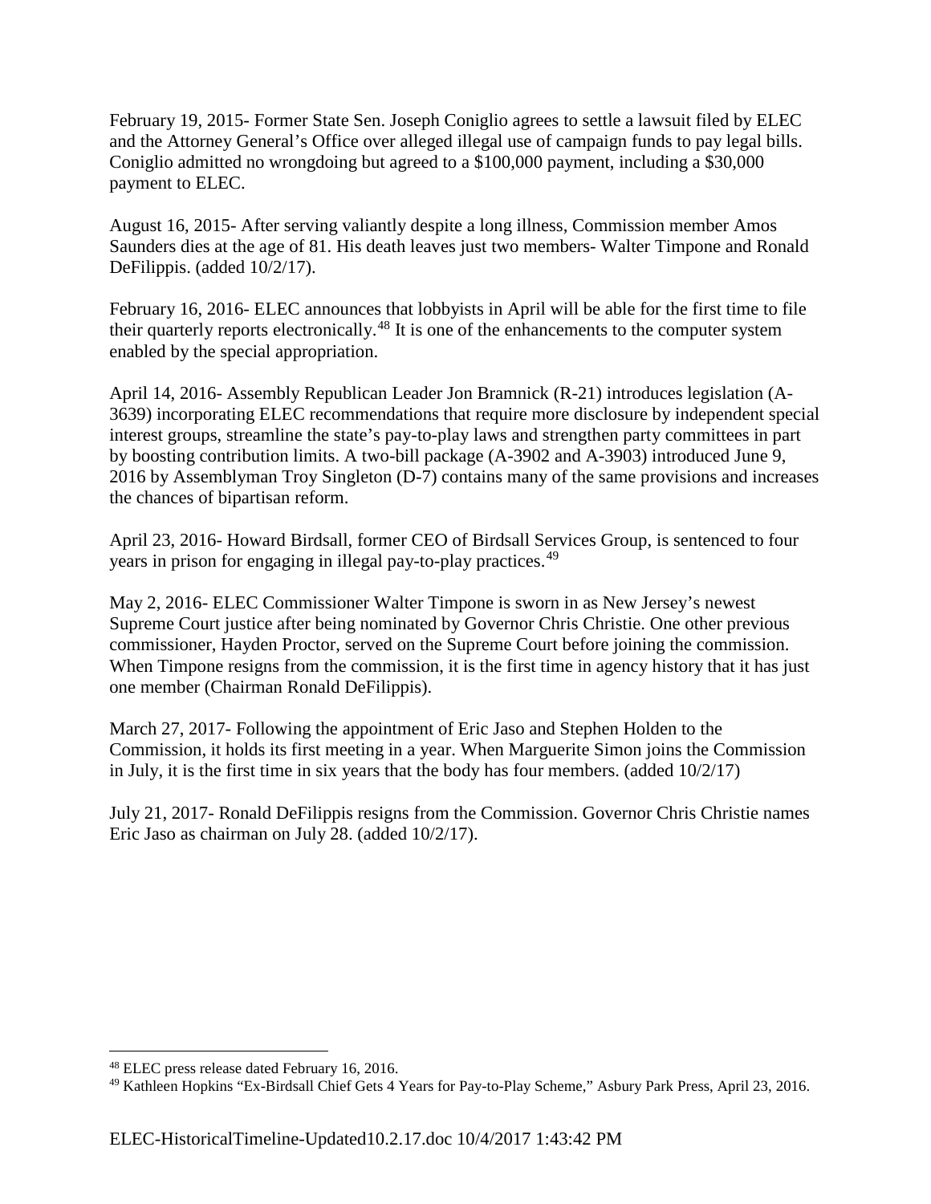February 19, 2015- Former State Sen. Joseph Coniglio agrees to settle a lawsuit filed by ELEC and the Attorney General's Office over alleged illegal use of campaign funds to pay legal bills. Coniglio admitted no wrongdoing but agreed to a $100,000 payment, including a $30,000 payment to ELEC.

August 16, 2015- After serving valiantly despite a long illness, Commission member Amos Saunders dies at the age of 81. His death leaves just two members- Walter Timpone and Ronald DeFilippis. (added 10/2/17).

February 16, 2016- ELEC announces that lobbyists in April will be able for the first time to file their quarterly reports electronically.[48] It is one of the enhancements to the computer system enabled by the special appropriation.

April 14, 2016- Assembly Republican Leader Jon Bramnick (R-21) introduces legislation (A-3639) incorporating ELEC recommendations that require more disclosure by independent special interest groups, streamline the state's pay-to-play laws and strengthen party committees in part by boosting contribution limits. A two-bill package (A-3902 and A-3903) introduced June 9, 2016 by Assemblyman Troy Singleton (D-7) contains many of the same provisions and increases the chances of bipartisan reform.

April 23, 2016- Howard Birdsall, former CEO of Birdsall Services Group, is sentenced to four years in prison for engaging in illegal pay-to-play practices.[49]

May 2, 2016- ELEC Commissioner Walter Timpone is sworn in as New Jersey's newest Supreme Court justice after being nominated by Governor Chris Christie. One other previous commissioner, Hayden Proctor, served on the Supreme Court before joining the commission. When Timpone resigns from the commission, it is the first time in agency history that it has just one member (Chairman Ronald DeFilippis).

March 27, 2017- Following the appointment of Eric Jaso and Stephen Holden to the Commission, it holds its first meeting in a year. When Marguerite Simon joins the Commission in July, it is the first time in six years that the body has four members. (added 10/2/17)

July 21, 2017- Ronald DeFilippis resigns from the Commission. Governor Chris Christie names Eric Jaso as chairman on July 28. (added 10/2/17).

---

[48] ELEC press release dated February 16, 2016.

[49] Kathleen Hopkins "Ex-Birdsall Chief Gets 4 Years for Pay-to-Play Scheme," Asbury Park Press, April 23, 2016.